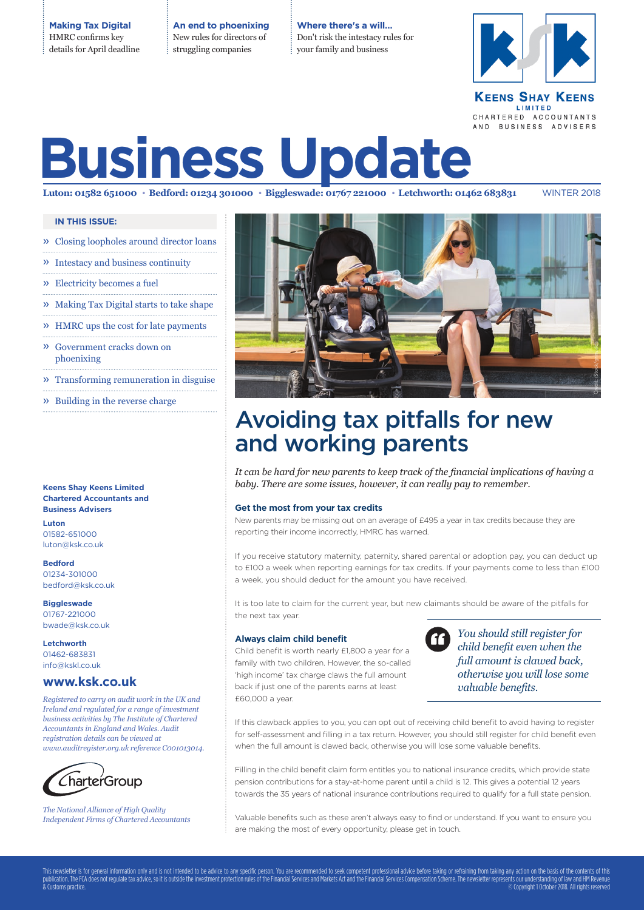**Making Tax Digital**
HMRC confirms key details for April deadline

**An end to phoenixing**
New rules for directors of struggling companies

**Where there's a will...**
Don't risk the intestacy rules for your family and business

KEENS SHAY KEENS LIMITED
CHARTERED ACCOUNTANTS AND BUSINESS ADVISERS

# Business Update

**Luton: 01582 651000 • Bedford: 01234 301000 • Biggleswade: 01767 221000 • Letchworth: 01462 683831** WINTER 2018

**IN THIS ISSUE:**

- » Closing loopholes around director loans
- » Intestacy and business continuity
- » Electricity becomes a fuel
- » Making Tax Digital starts to take shape
- » HMRC ups the cost for late payments
- » Government cracks down on phoenixing
- » Transforming remuneration in disguise
- » Building in the reverse charge

**Keens Shay Keens Limited Chartered Accountants and Business Advisers**

**Luton**
01582-651000
luton@ksk.co.uk

**Bedford**
01234-301000
bedford@ksk.co.uk

**Biggleswade**
01767-221000
bwade@ksk.co.uk

**Letchworth**
01462-683831
info@kskl.co.uk

**www.ksk.co.uk**

*Registered to carry on audit work in the UK and Ireland and regulated for a range of investment business activities by The Institute of Chartered Accountants in England and Wales. Audit registration details can be viewed at www.auditregister.org.uk reference C001013014.*

CharterGroup

*The National Alliance of High Quality Independent Firms of Chartered Accountants*

## Avoiding tax pitfalls for new and working parents

*It can be hard for new parents to keep track of the financial implications of having a baby. There are some issues, however, it can really pay to remember.*

### Get the most from your tax credits

New parents may be missing out on an average of £495 a year in tax credits because they are reporting their income incorrectly, HMRC has warned.

If you receive statutory maternity, paternity, shared parental or adoption pay, you can deduct up to £100 a week when reporting earnings for tax credits. If your payments come to less than £100 a week, you should deduct for the amount you have received.

It is too late to claim for the current year, but new claimants should be aware of the pitfalls for the next tax year.

### Always claim child benefit

Child benefit is worth nearly £1,800 a year for a family with two children. However, the so-called 'high income' tax charge claws the full amount back if just one of the parents earns at least £60,000 a year.

> *You should still register for child benefit even when the full amount is clawed back, otherwise you will lose some valuable benefits.*

If this clawback applies to you, you can opt out of receiving child benefit to avoid having to register for self-assessment and filling in a tax return. However, you should still register for child benefit even when the full amount is clawed back, otherwise you will lose some valuable benefits.

Filling in the child benefit claim form entitles you to national insurance credits, which provide state pension contributions for a stay-at-home parent until a child is 12. This gives a potential 12 years towards the 35 years of national insurance contributions required to qualify for a full state pension.

Valuable benefits such as these aren't always easy to find or understand. If you want to ensure you are making the most of every opportunity, please get in touch.

This newsletter is for general information only and is not intended to be advice to any specific person. You are recommended to seek competent professional advice before taking or refraining from taking any action on the basis of the contents of this publication. The FCA does not regulate tax advice, so it is outside the investment protection rules of the Financial Services and Markets Act and the Financial Services Compensation Scheme. The newsletter represents our understanding of law and HM Revenue & Customs practice. © Copyright 1 October 2018. All rights reserved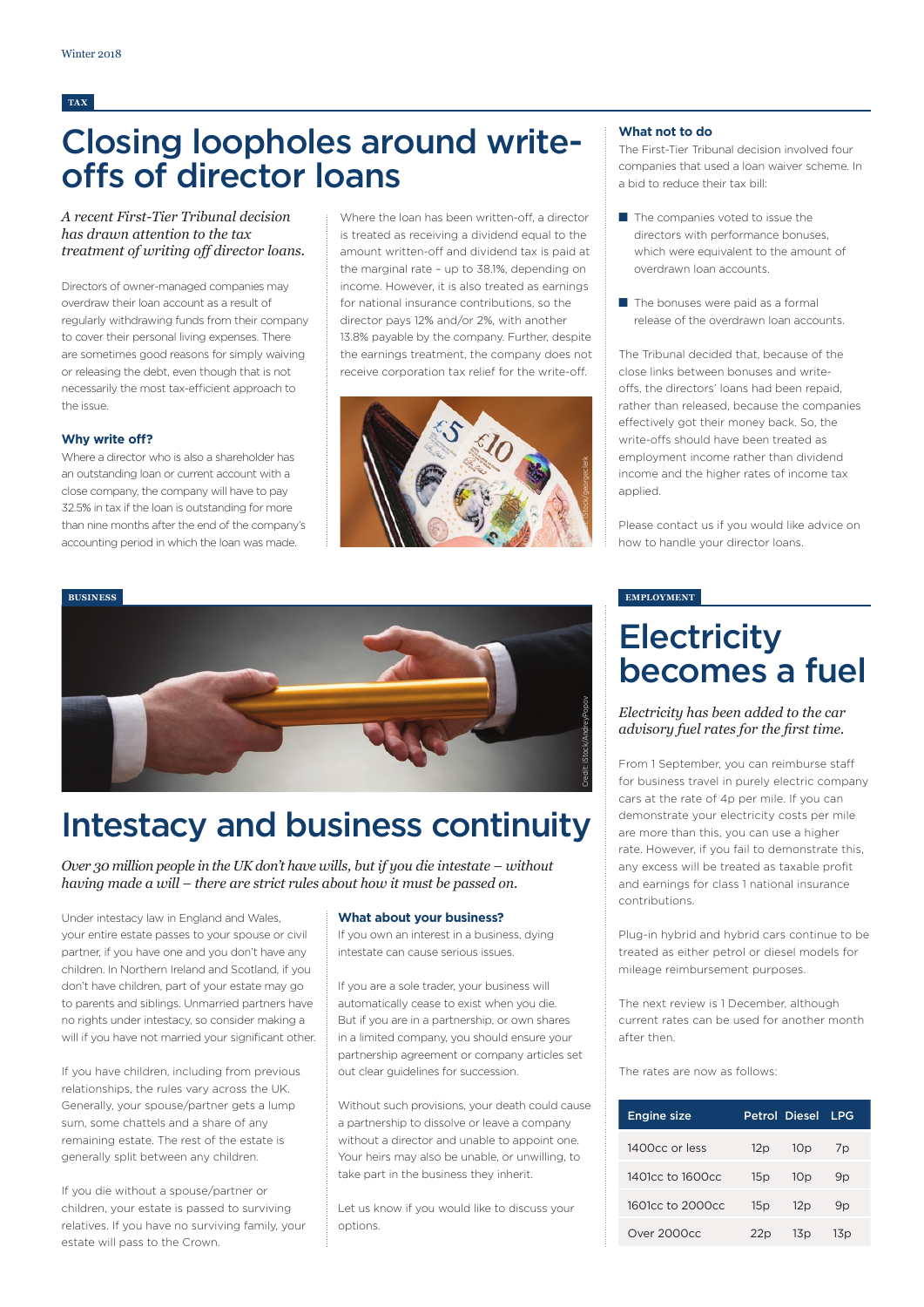TAX

# Closing loopholes around write-offs of director loans

*A recent First-Tier Tribunal decision has drawn attention to the tax treatment of writing off director loans.*

Directors of owner-managed companies may overdraw their loan account as a result of regularly withdrawing funds from their company to cover their personal living expenses. There are sometimes good reasons for simply waiving or releasing the debt, even though that is not necessarily the most tax-efficient approach to the issue.

### Why write off?

Where a director who is also a shareholder has an outstanding loan or current account with a close company, the company will have to pay 32.5% in tax if the loan is outstanding for more than nine months after the end of the company's accounting period in which the loan was made.

Where the loan has been written-off, a director is treated as receiving a dividend equal to the amount written-off and dividend tax is paid at the marginal rate – up to 38.1%, depending on income. However, it is also treated as earnings for national insurance contributions, so the director pays 12% and/or 2%, with another 13.8% payable by the company. Further, despite the earnings treatment, the company does not receive corporation tax relief for the write-off.

### What not to do

The First-Tier Tribunal decision involved four companies that used a loan waiver scheme. In a bid to reduce their tax bill:

- The companies voted to issue the directors with performance bonuses, which were equivalent to the amount of overdrawn loan accounts.
- The bonuses were paid as a formal release of the overdrawn loan accounts.

The Tribunal decided that, because of the close links between bonuses and write-offs, the directors' loans had been repaid, rather than released, because the companies effectively got their money back. So, the write-offs should have been treated as employment income rather than dividend income and the higher rates of income tax applied.

Please contact us if you would like advice on how to handle your director loans.

BUSINESS

# Intestacy and business continuity

*Over 30 million people in the UK don't have wills, but if you die intestate – without having made a will – there are strict rules about how it must be passed on.*

Under intestacy law in England and Wales, your entire estate passes to your spouse or civil partner, if you have one and you don't have any children. In Northern Ireland and Scotland, if you don't have children, part of your estate may go to parents and siblings. Unmarried partners have no rights under intestacy, so consider making a will if you have not married your significant other.

If you have children, including from previous relationships, the rules vary across the UK. Generally, your spouse/partner gets a lump sum, some chattels and a share of any remaining estate. The rest of the estate is generally split between any children.

If you die without a spouse/partner or children, your estate is passed to surviving relatives. If you have no surviving family, your estate will pass to the Crown.

### What about your business?

If you own an interest in a business, dying intestate can cause serious issues.

If you are a sole trader, your business will automatically cease to exist when you die. But if you are in a partnership, or own shares in a limited company, you should ensure your partnership agreement or company articles set out clear guidelines for succession.

Without such provisions, your death could cause a partnership to dissolve or leave a company without a director and unable to appoint one. Your heirs may also be unable, or unwilling, to take part in the business they inherit.

Let us know if you would like to discuss your options.

EMPLOYMENT

# Electricity becomes a fuel

*Electricity has been added to the car advisory fuel rates for the first time.*

From 1 September, you can reimburse staff for business travel in purely electric company cars at the rate of 4p per mile. If you can demonstrate your electricity costs per mile are more than this, you can use a higher rate. However, if you fail to demonstrate this, any excess will be treated as taxable profit and earnings for class 1 national insurance contributions.

Plug-in hybrid and hybrid cars continue to be treated as either petrol or diesel models for mileage reimbursement purposes.

The next review is 1 December, although current rates can be used for another month after then.

The rates are now as follows:

| Engine size | Petrol | Diesel | LPG |
|---|---|---|---|
| 1400cc or less | 12p | 10p | 7p |
| 1401cc to 1600cc | 15p | 10p | 9p |
| 1601cc to 2000cc | 15p | 12p | 9p |
| Over 2000cc | 22p | 13p | 13p |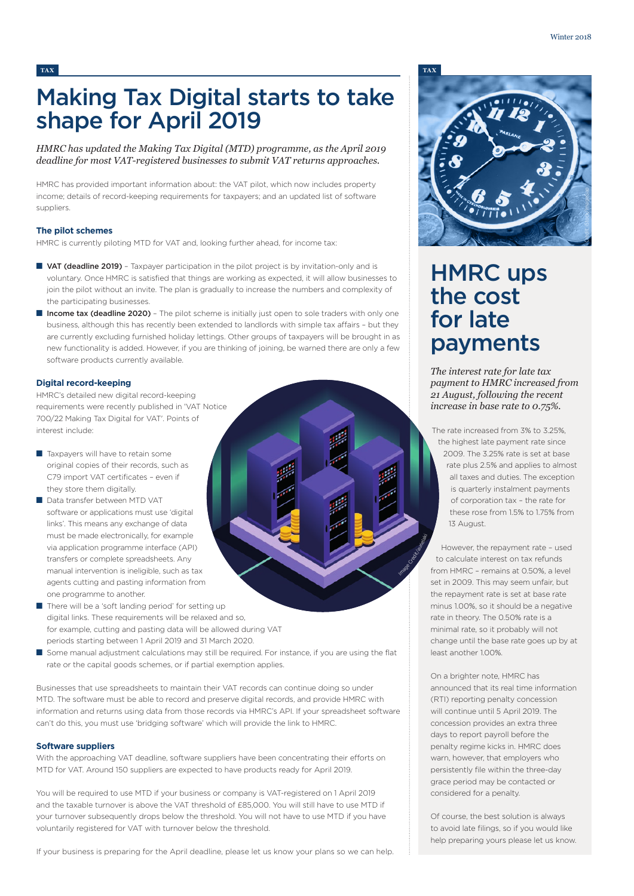TAX

# Making Tax Digital starts to take shape for April 2019

*HMRC has updated the Making Tax Digital (MTD) programme, as the April 2019 deadline for most VAT-registered businesses to submit VAT returns approaches.*

HMRC has provided important information about: the VAT pilot, which now includes property income; details of record-keeping requirements for taxpayers; and an updated list of software suppliers.

### The pilot schemes

HMRC is currently piloting MTD for VAT and, looking further ahead, for income tax:

- **VAT (deadline 2019)** – Taxpayer participation in the pilot project is by invitation-only and is voluntary. Once HMRC is satisfied that things are working as expected, it will allow businesses to join the pilot without an invite. The plan is gradually to increase the numbers and complexity of the participating businesses.
- **Income tax (deadline 2020)** – The pilot scheme is initially just open to sole traders with only one business, although this has recently been extended to landlords with simple tax affairs – but they are currently excluding furnished holiday lettings. Other groups of taxpayers will be brought in as new functionality is added. However, if you are thinking of joining, be warned there are only a few software products currently available.

### Digital record-keeping

HMRC's detailed new digital record-keeping requirements were recently published in 'VAT Notice 700/22 Making Tax Digital for VAT'. Points of interest include:

- Taxpayers will have to retain some original copies of their records, such as C79 import VAT certificates – even if they store them digitally.
- Data transfer between MTD VAT software or applications must use 'digital links'. This means any exchange of data must be made electronically, for example via application programme interface (API) transfers or complete spreadsheets. Any manual intervention is ineligible, such as tax agents cutting and pasting information from one programme to another.
- There will be a 'soft landing period' for setting up digital links. These requirements will be relaxed and so, for example, cutting and pasting data will be allowed during VAT periods starting between 1 April 2019 and 31 March 2020.
- Some manual adjustment calculations may still be required. For instance, if you are using the flat rate or the capital goods schemes, or if partial exemption applies.

Businesses that use spreadsheets to maintain their VAT records can continue doing so under MTD. The software must be able to record and preserve digital records, and provide HMRC with information and returns using data from those records via HMRC's API. If your spreadsheet software can't do this, you must use 'bridging software' which will provide the link to HMRC.

### Software suppliers

With the approaching VAT deadline, software suppliers have been concentrating their efforts on MTD for VAT. Around 150 suppliers are expected to have products ready for April 2019.

You will be required to use MTD if your business or company is VAT-registered on 1 April 2019 and the taxable turnover is above the VAT threshold of £85,000. You will still have to use MTD if your turnover subsequently drops below the threshold. You will not have to use MTD if you have voluntarily registered for VAT with turnover below the threshold.

If your business is preparing for the April deadline, please let us know your plans so we can help.

TAX

# HMRC ups the cost for late payments

*The interest rate for late tax payment to HMRC increased from 21 August, following the recent increase in base rate to 0.75%.*

The rate increased from 3% to 3.25%, the highest late payment rate since 2009. The 3.25% rate is set at base rate plus 2.5% and applies to almost all taxes and duties. The exception is quarterly instalment payments of corporation tax – the rate for these rose from 1.5% to 1.75% from 13 August.

However, the repayment rate – used to calculate interest on tax refunds from HMRC – remains at 0.50%, a level set in 2009. This may seem unfair, but the repayment rate is set at base rate minus 1.00%, so it should be a negative rate in theory. The 0.50% rate is a minimal rate, so it probably will not change until the base rate goes up by at least another 1.00%.

On a brighter note, HMRC has announced that its real time information (RTI) reporting penalty concession will continue until 5 April 2019. The concession provides an extra three days to report payroll before the penalty regime kicks in. HMRC does warn, however, that employers who persistently file within the three-day grace period may be contacted or considered for a penalty.

Of course, the best solution is always to avoid late filings, so if you would like help preparing yours please let us know.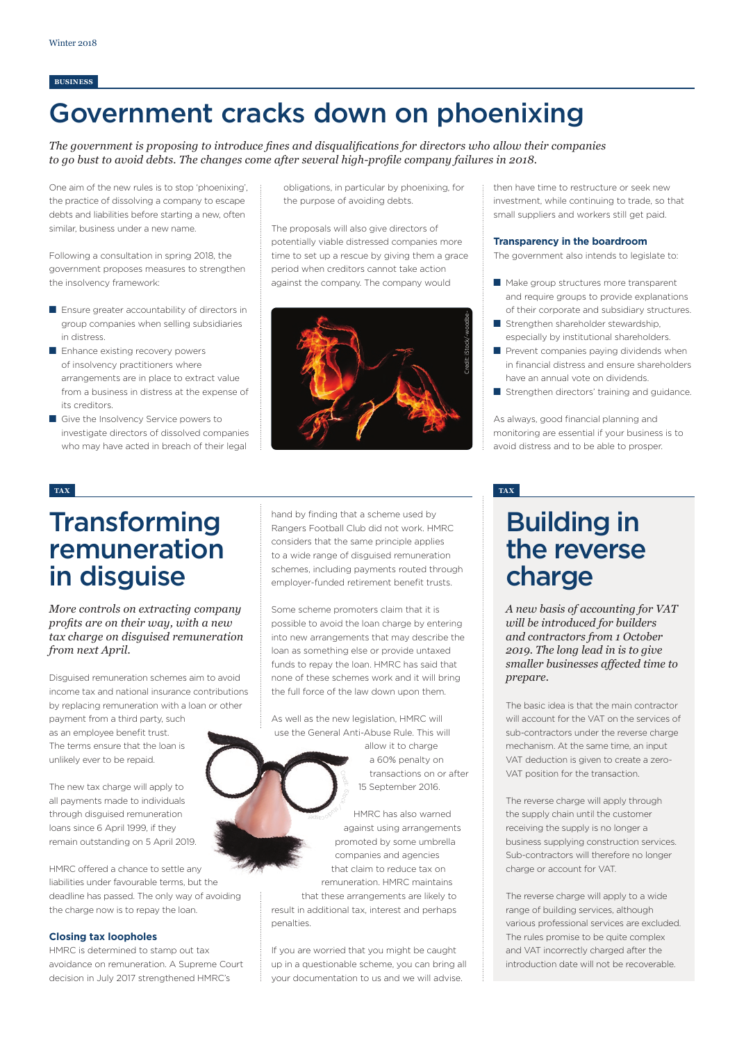BUSINESS

# Government cracks down on phoenixing

*The government is proposing to introduce fines and disqualifications for directors who allow their companies to go bust to avoid debts. The changes come after several high-profile company failures in 2018.*

One aim of the new rules is to stop 'phoenixing', the practice of dissolving a company to escape debts and liabilities before starting a new, often similar, business under a new name.

Following a consultation in spring 2018, the government proposes measures to strengthen the insolvency framework:

- Ensure greater accountability of directors in group companies when selling subsidiaries in distress.
- Enhance existing recovery powers of insolvency practitioners where arrangements are in place to extract value from a business in distress at the expense of its creditors.
- Give the Insolvency Service powers to investigate directors of dissolved companies who may have acted in breach of their legal obligations, in particular by phoenixing, for the purpose of avoiding debts.

The proposals will also give directors of potentially viable distressed companies more time to set up a rescue by giving them a grace period when creditors cannot take action against the company. The company would then have time to restructure or seek new investment, while continuing to trade, so that small suppliers and workers still get paid.

### Transparency in the boardroom

The government also intends to legislate to:

- Make group structures more transparent and require groups to provide explanations of their corporate and subsidiary structures.
- Strengthen shareholder stewardship, especially by institutional shareholders.
- Prevent companies paying dividends when in financial distress and ensure shareholders have an annual vote on dividends.
- Strengthen directors' training and guidance.

As always, good financial planning and monitoring are essential if your business is to avoid distress and to be able to prosper.

TAX

# Transforming remuneration in disguise

*More controls on extracting company profits are on their way, with a new tax charge on disguised remuneration from next April.*

Disguised remuneration schemes aim to avoid income tax and national insurance contributions by replacing remuneration with a loan or other payment from a third party, such as an employee benefit trust. The terms ensure that the loan is unlikely ever to be repaid.

The new tax charge will apply to all payments made to individuals through disguised remuneration loans since 6 April 1999, if they remain outstanding on 5 April 2019.

HMRC offered a chance to settle any liabilities under favourable terms, but the deadline has passed. The only way of avoiding the charge now is to repay the loan.

### Closing tax loopholes

HMRC is determined to stamp out tax avoidance on remuneration. A Supreme Court decision in July 2017 strengthened HMRC's hand by finding that a scheme used by Rangers Football Club did not work. HMRC considers that the same principle applies to a wide range of disguised remuneration schemes, including payments routed through employer-funded retirement benefit trusts.

Some scheme promoters claim that it is possible to avoid the loan charge by entering into new arrangements that may describe the loan as something else or provide untaxed funds to repay the loan. HMRC has said that none of these schemes work and it will bring the full force of the law down upon them.

As well as the new legislation, HMRC will use the General Anti-Abuse Rule. This will allow it to charge a 60% penalty on transactions on or after 15 September 2016.

HMRC has also warned against using arrangements promoted by some umbrella companies and agencies that claim to reduce tax on remuneration. HMRC maintains that these arrangements are likely to result in additional tax, interest and perhaps penalties.

If you are worried that you might be caught up in a questionable scheme, you can bring all your documentation to us and we will advise.

TAX

# Building in the reverse charge

*A new basis of accounting for VAT will be introduced for builders and contractors from 1 October 2019. The long lead in is to give smaller businesses affected time to prepare.*

The basic idea is that the main contractor will account for the VAT on the services of sub-contractors under the reverse charge mechanism. At the same time, an input VAT deduction is given to create a zero-VAT position for the transaction.

The reverse charge will apply through the supply chain until the customer receiving the supply is no longer a business supplying construction services. Sub-contractors will therefore no longer charge or account for VAT.

The reverse charge will apply to a wide range of building services, although various professional services are excluded. The rules promise to be quite complex and VAT incorrectly charged after the introduction date will not be recoverable.